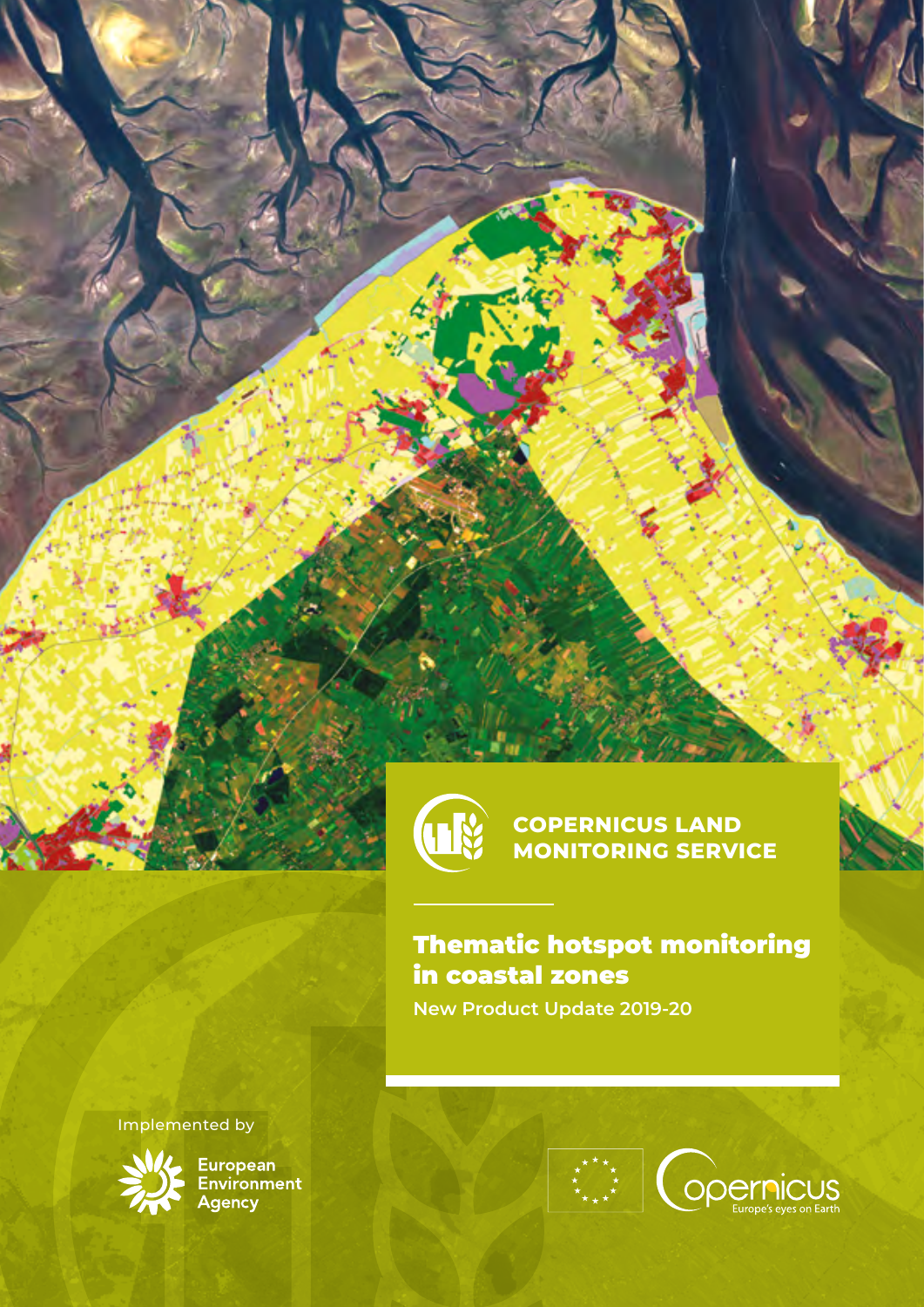COPERNICUS LAND MONITORING SERVICE

# Thematic hotspot monitoring in coastal zones

New Product Update 2019-20

Implemented by

European Environment Agency

Copernicus — Europe's eyes on Earth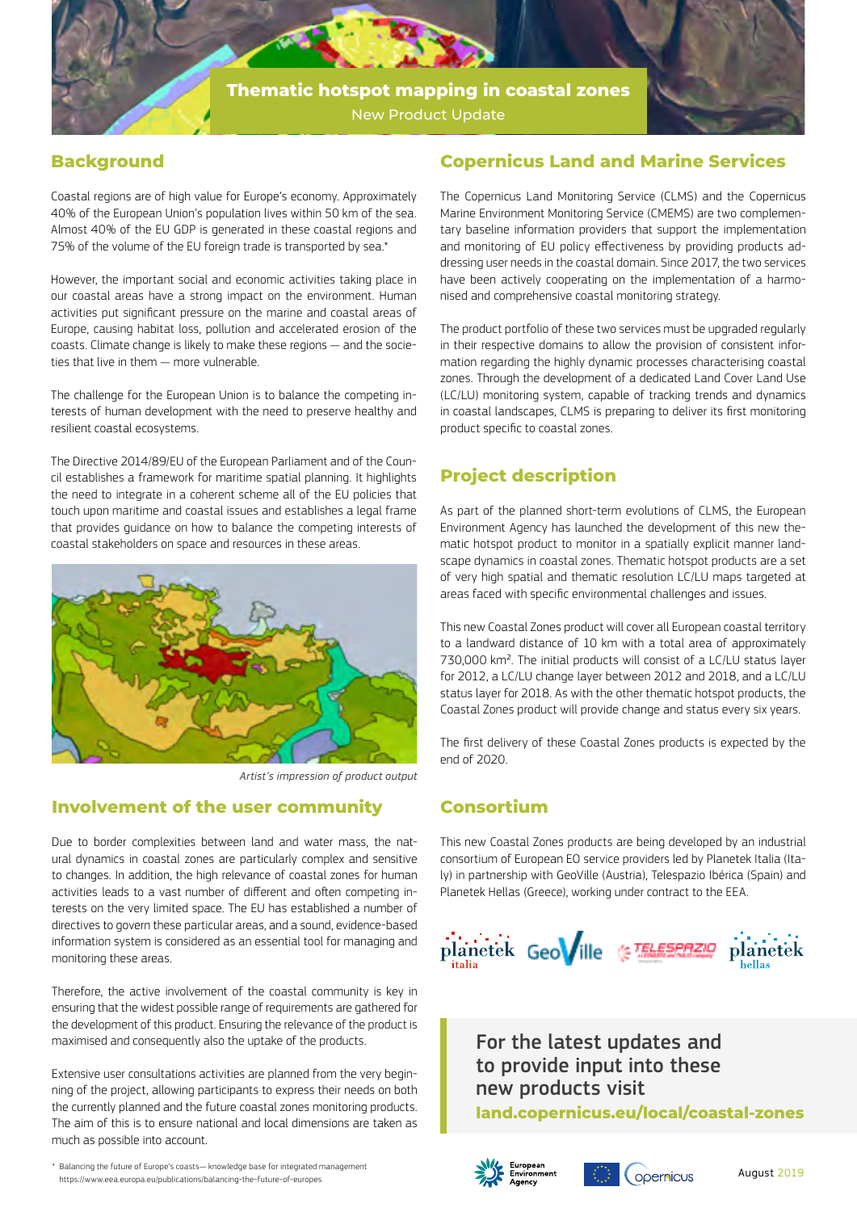# Thematic hotspot mapping in coastal zones

New Product Update

## Background

Coastal regions are of high value for Europe's economy. Approximately 40% of the European Union's population lives within 50 km of the sea. Almost 40% of the EU GDP is generated in these coastal regions and 75% of the volume of the EU foreign trade is transported by sea.*

However, the important social and economic activities taking place in our coastal areas have a strong impact on the environment. Human activities put significant pressure on the marine and coastal areas of Europe, causing habitat loss, pollution and accelerated erosion of the coasts. Climate change is likely to make these regions — and the societies that live in them — more vulnerable.

The challenge for the European Union is to balance the competing interests of human development with the need to preserve healthy and resilient coastal ecosystems.

The Directive 2014/89/EU of the European Parliament and of the Council establishes a framework for maritime spatial planning. It highlights the need to integrate in a coherent scheme all of the EU policies that touch upon maritime and coastal issues and establishes a legal frame that provides guidance on how to balance the competing interests of coastal stakeholders on space and resources in these areas.

*Artist's impression of product output*

## Involvement of the user community

Due to border complexities between land and water mass, the natural dynamics in coastal zones are particularly complex and sensitive to changes. In addition, the high relevance of coastal zones for human activities leads to a vast number of different and often competing interests on the very limited space. The EU has established a number of directives to govern these particular areas, and a sound, evidence-based information system is considered as an essential tool for managing and monitoring these areas.

Therefore, the active involvement of the coastal community is key in ensuring that the widest possible range of requirements are gathered for the development of this product. Ensuring the relevance of the product is maximised and consequently also the uptake of the products.

Extensive user consultations activities are planned from the very beginning of the project, allowing participants to express their needs on both the currently planned and the future coastal zones monitoring products. The aim of this is to ensure national and local dimensions are taken as much as possible into account.

## Copernicus Land and Marine Services

The Copernicus Land Monitoring Service (CLMS) and the Copernicus Marine Environment Monitoring Service (CMEMS) are two complementary baseline information providers that support the implementation and monitoring of EU policy effectiveness by providing products addressing user needs in the coastal domain. Since 2017, the two services have been actively cooperating on the implementation of a harmonised and comprehensive coastal monitoring strategy.

The product portfolio of these two services must be upgraded regularly in their respective domains to allow the provision of consistent information regarding the highly dynamic processes characterising coastal zones. Through the development of a dedicated Land Cover Land Use (LC/LU) monitoring system, capable of tracking trends and dynamics in coastal landscapes, CLMS is preparing to deliver its first monitoring product specific to coastal zones.

## Project description

As part of the planned short-term evolutions of CLMS, the European Environment Agency has launched the development of this new thematic hotspot product to monitor in a spatially explicit manner landscape dynamics in coastal zones. Thematic hotspot products are a set of very high spatial and thematic resolution LC/LU maps targeted at areas faced with specific environmental challenges and issues.

This new Coastal Zones product will cover all European coastal territory to a landward distance of 10 km with a total area of approximately 730,000 km². The initial products will consist of a LC/LU status layer for 2012, a LC/LU change layer between 2012 and 2018, and a LC/LU status layer for 2018. As with the other thematic hotspot products, the Coastal Zones product will provide change and status every six years.

The first delivery of these Coastal Zones products is expected by the end of 2020.

## Consortium

This new Coastal Zones products are being developed by an industrial consortium of European EO service providers led by Planetek Italia (Italy) in partnership with GeoVille (Austria), Telespazio Ibérica (Spain) and Planetek Hellas (Greece), working under contract to the EEA.

planetek italia · GeoVille · TELESPAZIO · planetek hellas

**For the latest updates and to provide input into these new products visit**
**land.copernicus.eu/local/coastal-zones**

\* Balancing the future of Europe's coasts— knowledge base for integrated management
https://www.eea.europa.eu/publications/balancing-the-future-of-europes

European Environment Agency · Copernicus

August 2019